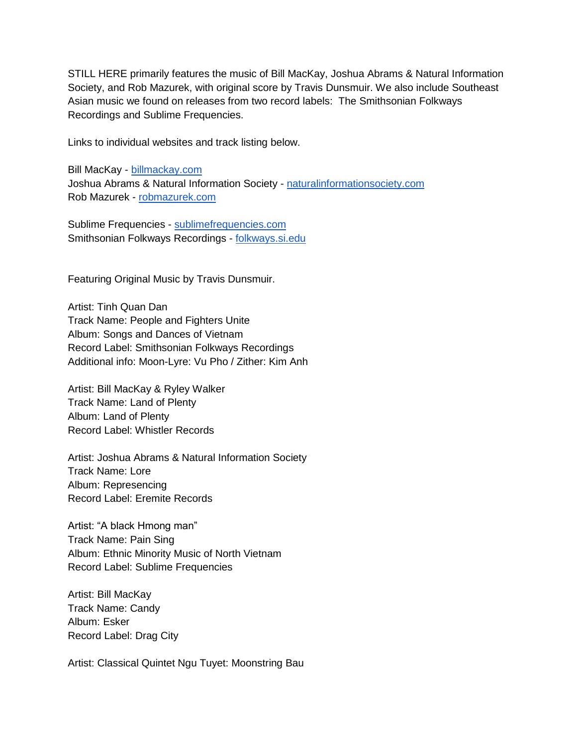STILL HERE primarily features the music of Bill MacKay, Joshua Abrams & Natural Information Society, and Rob Mazurek, with original score by Travis Dunsmuir. We also include Southeast Asian music we found on releases from two record labels: The Smithsonian Folkways Recordings and Sublime Frequencies.

Links to individual websites and track listing below.

Bill MacKay - [billmackay.com](http://billmackay.com)
Joshua Abrams & Natural Information Society - [naturalinformationsociety.com](http://naturalinformationsociety.com)
Rob Mazurek - [robmazurek.com](http://robmazurek.com)

Sublime Frequencies - [sublimefrequencies.com](http://sublimefrequencies.com)
Smithsonian Folkways Recordings - [folkways.si.edu](http://folkways.si.edu)

Featuring Original Music by Travis Dunsmuir.

Artist: Tinh Quan Dan
Track Name: People and Fighters Unite
Album: Songs and Dances of Vietnam
Record Label: Smithsonian Folkways Recordings
Additional info: Moon-Lyre: Vu Pho / Zither: Kim Anh

Artist: Bill MacKay & Ryley Walker
Track Name: Land of Plenty
Album: Land of Plenty
Record Label: Whistler Records

Artist: Joshua Abrams & Natural Information Society
Track Name: Lore
Album: Represencing
Record Label: Eremite Records

Artist: "A black Hmong man"
Track Name: Pain Sing
Album: Ethnic Minority Music of North Vietnam
Record Label: Sublime Frequencies

Artist: Bill MacKay
Track Name: Candy
Album: Esker
Record Label: Drag City

Artist: Classical Quintet Ngu Tuyet: Moonstring Bau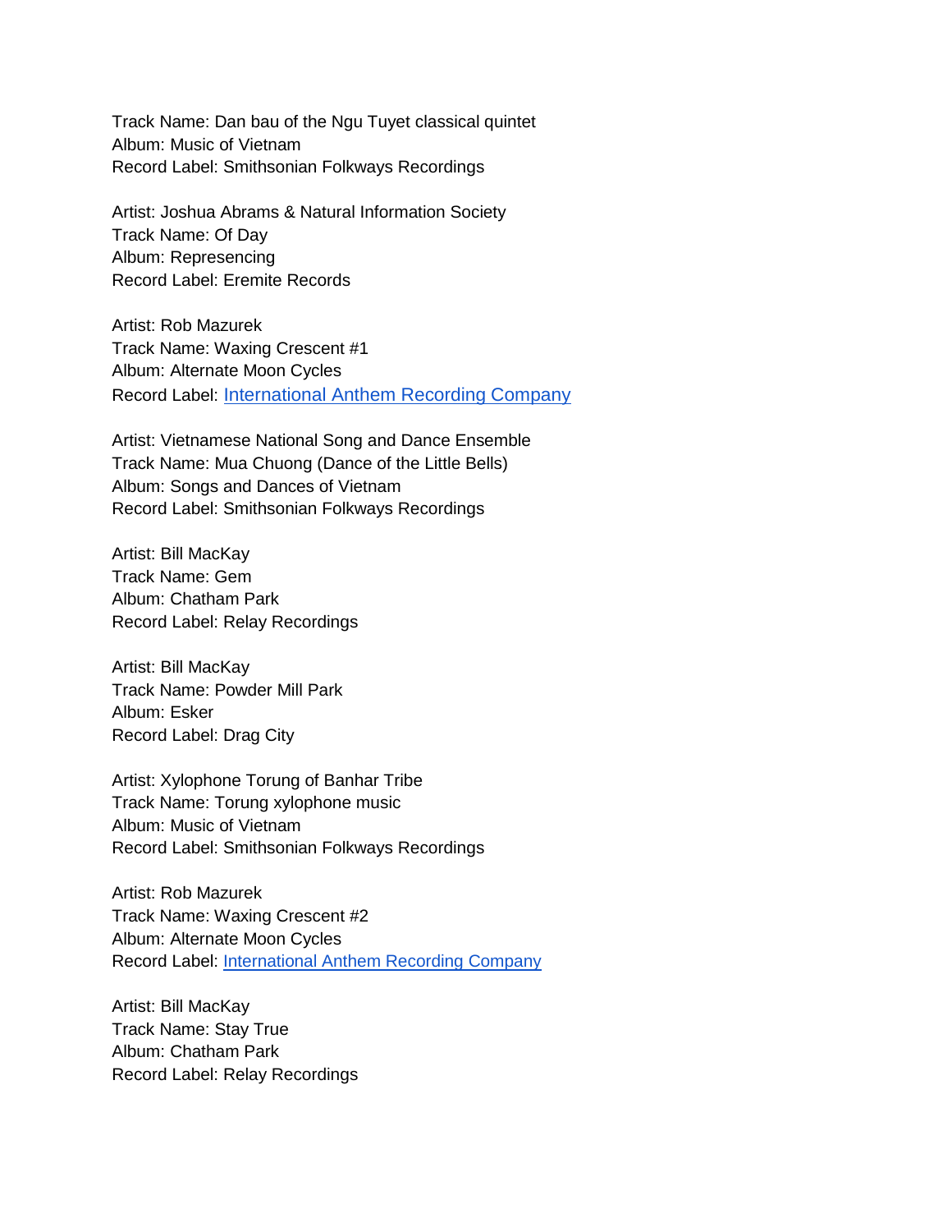Track Name: Dan bau of the Ngu Tuyet classical quintet
Album: Music of Vietnam
Record Label: Smithsonian Folkways Recordings

Artist: Joshua Abrams & Natural Information Society
Track Name: Of Day
Album: Representing
Record Label: Eremite Records

Artist: Rob Mazurek
Track Name: Waxing Crescent #1
Album: Alternate Moon Cycles
Record Label: International Anthem Recording Company

Artist: Vietnamese National Song and Dance Ensemble
Track Name: Mua Chuong (Dance of the Little Bells)
Album: Songs and Dances of Vietnam
Record Label: Smithsonian Folkways Recordings

Artist: Bill MacKay
Track Name: Gem
Album: Chatham Park
Record Label: Relay Recordings

Artist: Bill MacKay
Track Name: Powder Mill Park
Album: Esker
Record Label: Drag City

Artist: Xylophone Torung of Banhar Tribe
Track Name: Torung xylophone music
Album: Music of Vietnam
Record Label: Smithsonian Folkways Recordings

Artist: Rob Mazurek
Track Name: Waxing Crescent #2
Album: Alternate Moon Cycles
Record Label: International Anthem Recording Company

Artist: Bill MacKay
Track Name: Stay True
Album: Chatham Park
Record Label: Relay Recordings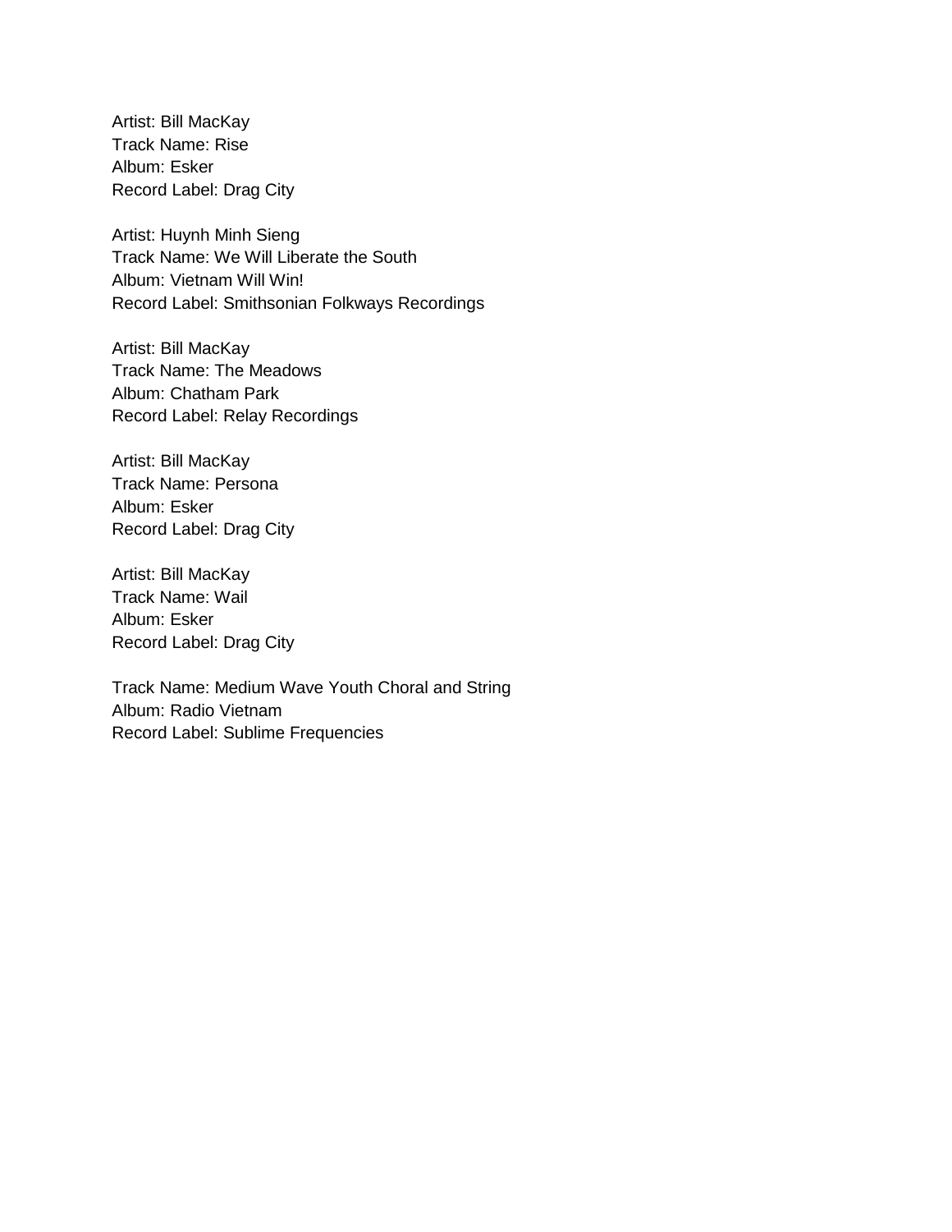Artist: Bill MacKay
Track Name: Rise
Album: Esker
Record Label: Drag City

Artist: Huynh Minh Sieng
Track Name: We Will Liberate the South
Album: Vietnam Will Win!
Record Label: Smithsonian Folkways Recordings

Artist: Bill MacKay
Track Name: The Meadows
Album: Chatham Park
Record Label: Relay Recordings

Artist: Bill MacKay
Track Name: Persona
Album: Esker
Record Label: Drag City

Artist: Bill MacKay
Track Name: Wail
Album: Esker
Record Label: Drag City

Track Name: Medium Wave Youth Choral and String
Album: Radio Vietnam
Record Label: Sublime Frequencies